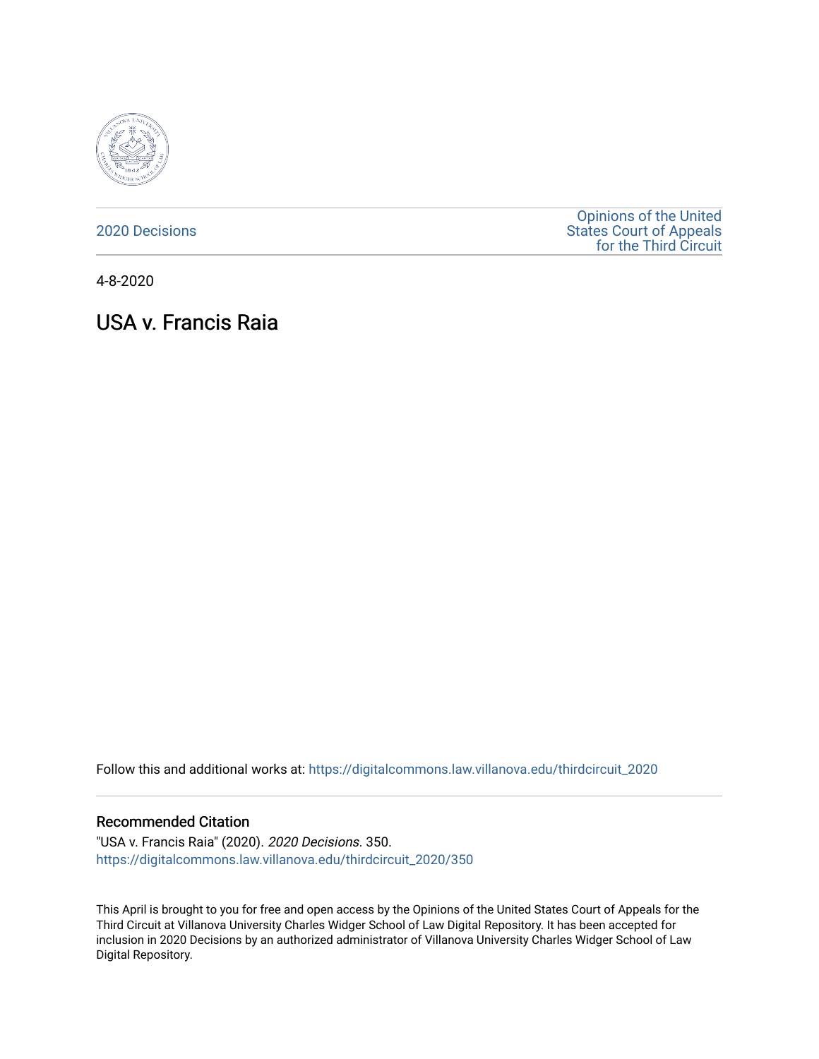2020 Decisions

Opinions of the United States Court of Appeals for the Third Circuit

4-8-2020

# USA v. Francis Raia

Follow this and additional works at: https://digitalcommons.law.villanova.edu/thirdcircuit_2020

## Recommended Citation

"USA v. Francis Raia" (2020). *2020 Decisions*. 350.
https://digitalcommons.law.villanova.edu/thirdcircuit_2020/350

This April is brought to you for free and open access by the Opinions of the United States Court of Appeals for the Third Circuit at Villanova University Charles Widger School of Law Digital Repository. It has been accepted for inclusion in 2020 Decisions by an authorized administrator of Villanova University Charles Widger School of Law Digital Repository.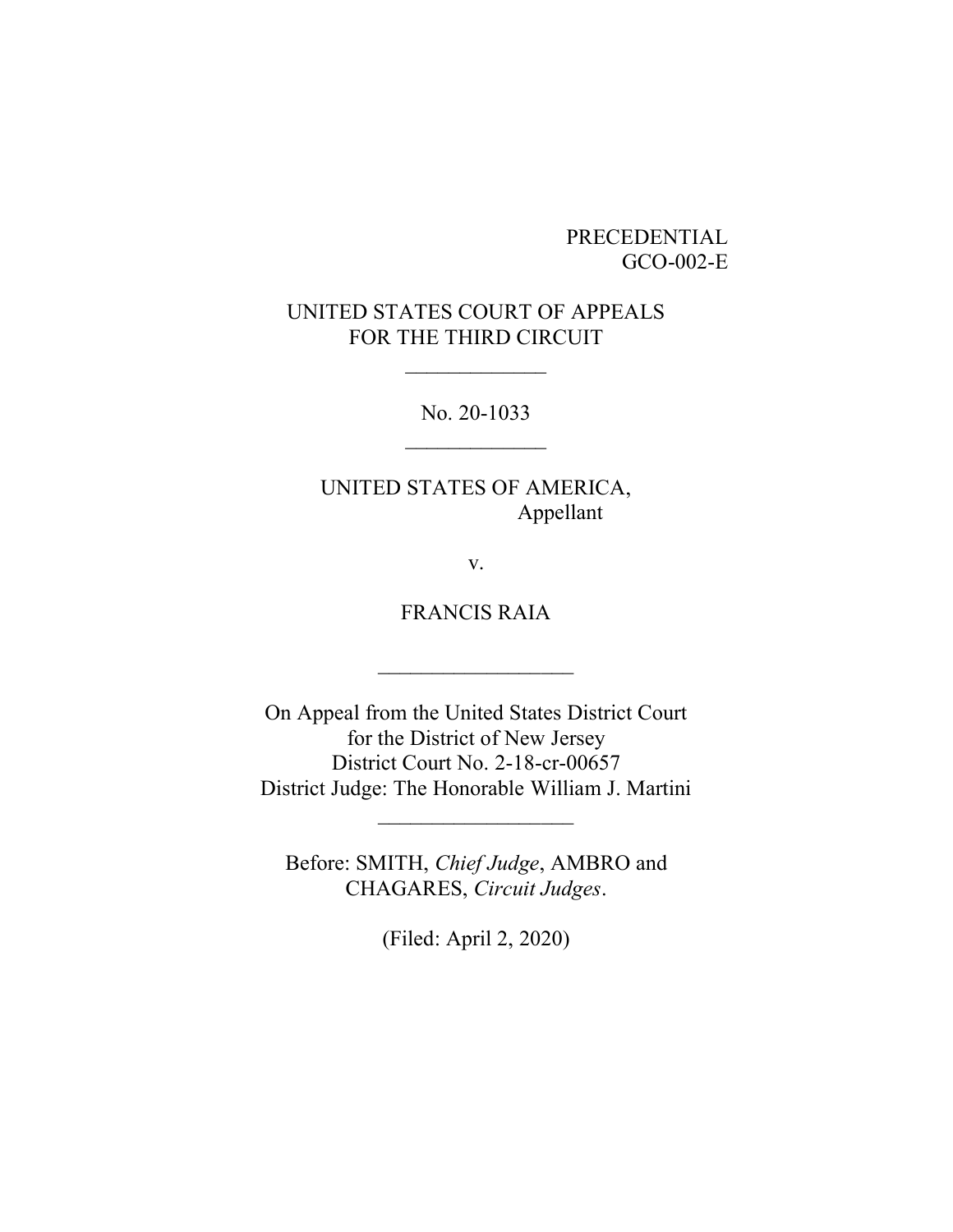PRECEDENTIAL
GCO-002-E

UNITED STATES COURT OF APPEALS
FOR THE THIRD CIRCUIT

\_\_\_\_\_\_\_\_\_\_\_\_\_

No. 20-1033

\_\_\_\_\_\_\_\_\_\_\_\_\_

UNITED STATES OF AMERICA,
Appellant

v.

FRANCIS RAIA

\_\_\_\_\_\_\_\_\_\_\_\_\_\_\_\_\_\_

On Appeal from the United States District Court
for the District of New Jersey
District Court No. 2-18-cr-00657
District Judge: The Honorable William J. Martini

\_\_\_\_\_\_\_\_\_\_\_\_\_\_\_\_\_\_

Before: SMITH, *Chief Judge*, AMBRO and
CHAGARES, *Circuit Judges*.

(Filed: April 2, 2020)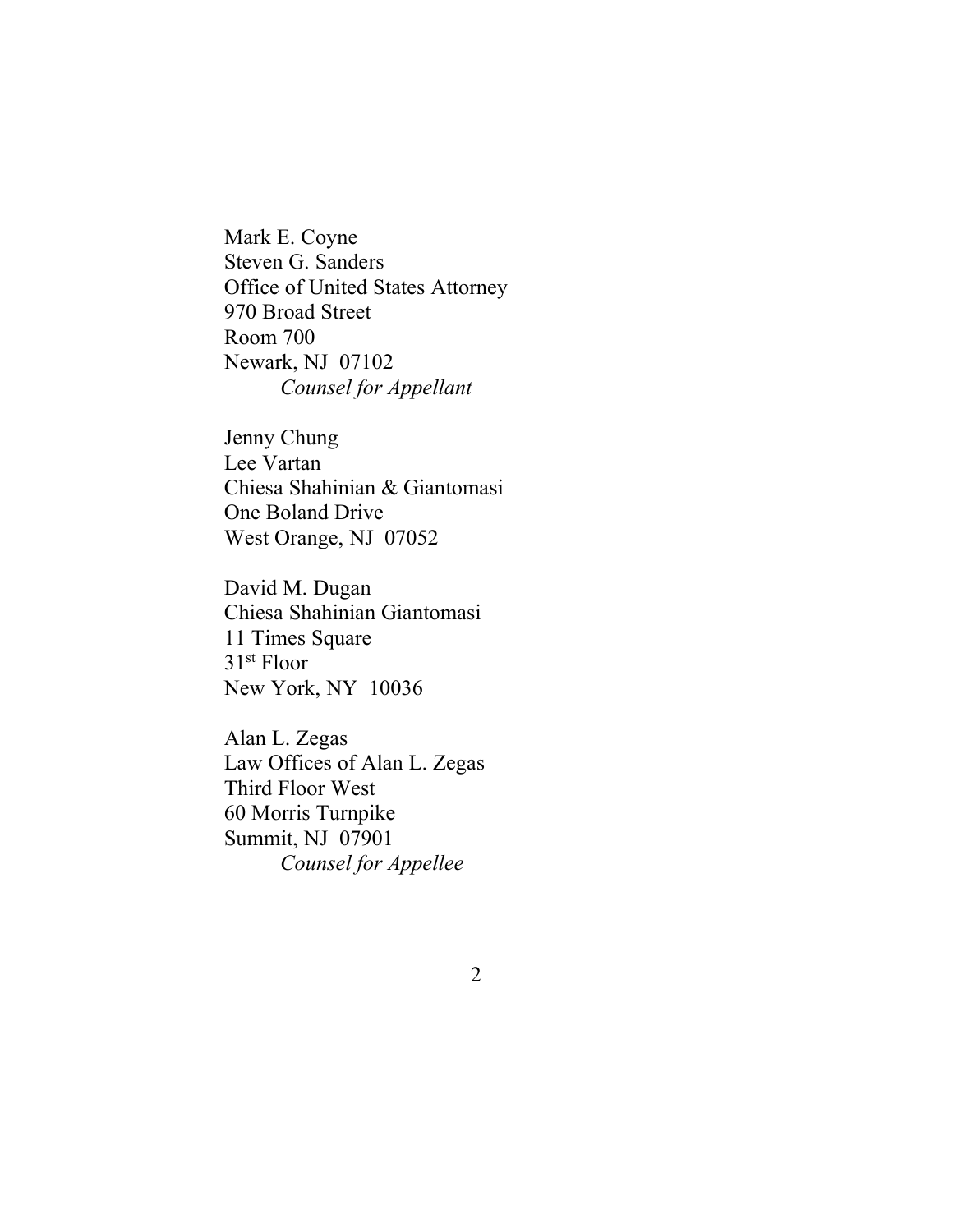Mark E. Coyne
Steven G. Sanders
Office of United States Attorney
970 Broad Street
Room 700
Newark, NJ 07102
*Counsel for Appellant*

Jenny Chung
Lee Vartan
Chiesa Shahinian & Giantomasi
One Boland Drive
West Orange, NJ 07052

David M. Dugan
Chiesa Shahinian Giantomasi
11 Times Square
31st Floor
New York, NY 10036

Alan L. Zegas
Law Offices of Alan L. Zegas
Third Floor West
60 Morris Turnpike
Summit, NJ 07901
*Counsel for Appellee*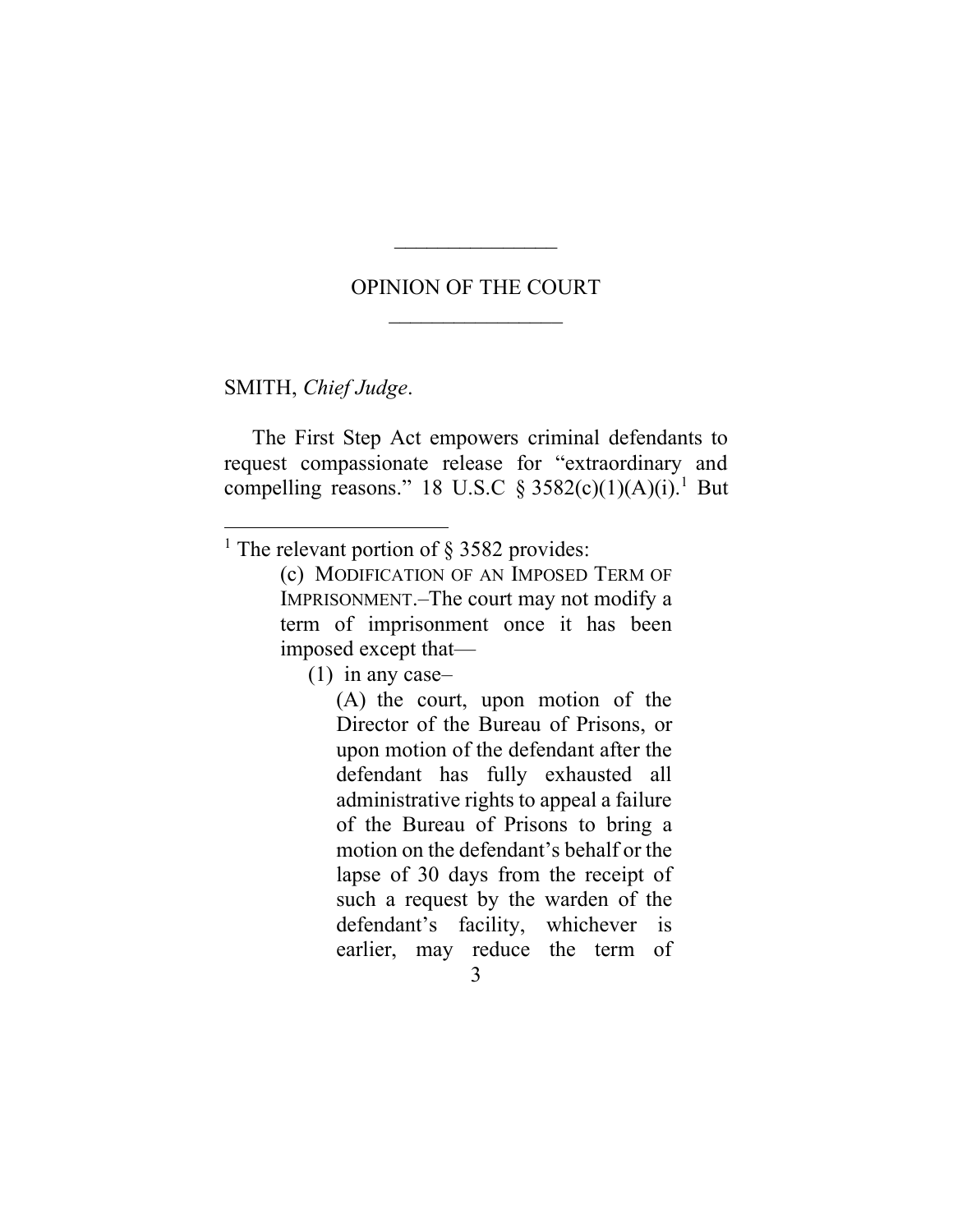## OPINION OF THE COURT

SMITH, *Chief Judge*.

The First Step Act empowers criminal defendants to request compassionate release for "extraordinary and compelling reasons." 18 U.S.C § 3582(c)(1)(A)(i).[1] But

---

[1] The relevant portion of § 3582 provides:

> (c) MODIFICATION OF AN IMPOSED TERM OF IMPRISONMENT.–The court may not modify a term of imprisonment once it has been imposed except that—
>
> (1) in any case–
>
> (A) the court, upon motion of the Director of the Bureau of Prisons, or upon motion of the defendant after the defendant has fully exhausted all administrative rights to appeal a failure of the Bureau of Prisons to bring a motion on the defendant's behalf or the lapse of 30 days from the receipt of such a request by the warden of the defendant's facility, whichever is earlier, may reduce the term of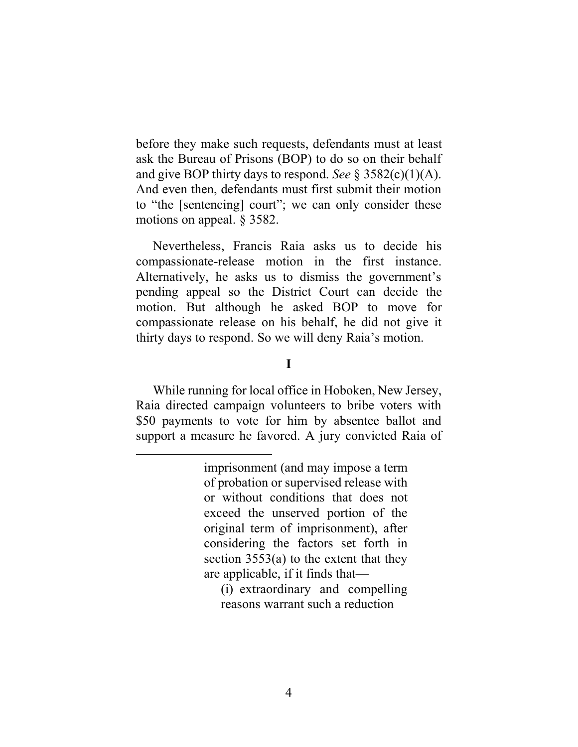before they make such requests, defendants must at least ask the Bureau of Prisons (BOP) to do so on their behalf and give BOP thirty days to respond. *See* § 3582(c)(1)(A). And even then, defendants must first submit their motion to "the [sentencing] court"; we can only consider these motions on appeal. § 3582.

Nevertheless, Francis Raia asks us to decide his compassionate-release motion in the first instance. Alternatively, he asks us to dismiss the government's pending appeal so the District Court can decide the motion. But although he asked BOP to move for compassionate release on his behalf, he did not give it thirty days to respond. So we will deny Raia's motion.

## I

While running for local office in Hoboken, New Jersey, Raia directed campaign volunteers to bribe voters with $50 payments to vote for him by absentee ballot and support a measure he favored. A jury convicted Raia of

---

> imprisonment (and may impose a term of probation or supervised release with or without conditions that does not exceed the unserved portion of the original term of imprisonment), after considering the factors set forth in section 3553(a) to the extent that they are applicable, if it finds that—
>
> > (i) extraordinary and compelling reasons warrant such a reduction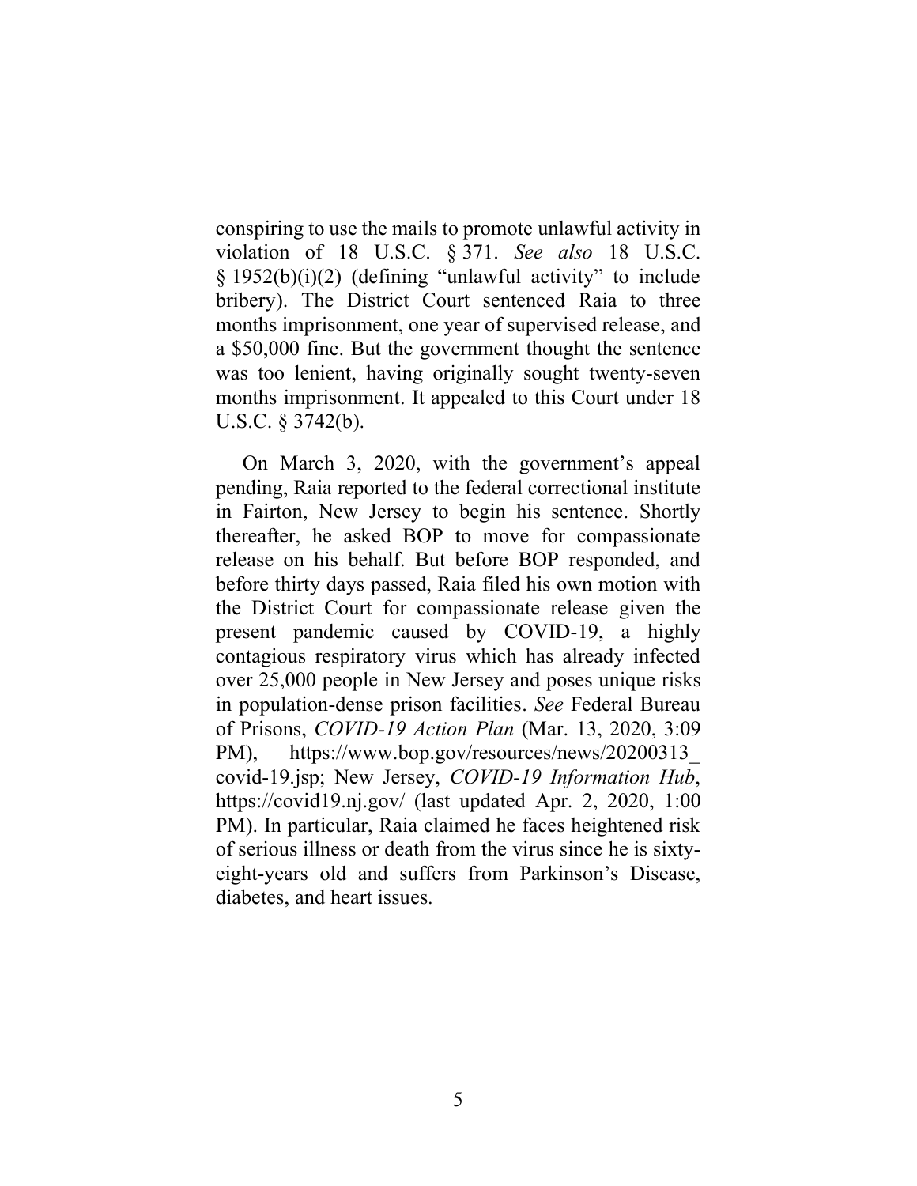conspiring to use the mails to promote unlawful activity in violation of 18 U.S.C. § 371. *See also* 18 U.S.C. § 1952(b)(i)(2) (defining "unlawful activity" to include bribery). The District Court sentenced Raia to three months imprisonment, one year of supervised release, and a $50,000 fine. But the government thought the sentence was too lenient, having originally sought twenty-seven months imprisonment. It appealed to this Court under 18 U.S.C. § 3742(b).

On March 3, 2020, with the government's appeal pending, Raia reported to the federal correctional institute in Fairton, New Jersey to begin his sentence. Shortly thereafter, he asked BOP to move for compassionate release on his behalf. But before BOP responded, and before thirty days passed, Raia filed his own motion with the District Court for compassionate release given the present pandemic caused by COVID-19, a highly contagious respiratory virus which has already infected over 25,000 people in New Jersey and poses unique risks in population-dense prison facilities. *See* Federal Bureau of Prisons, *COVID-19 Action Plan* (Mar. 13, 2020, 3:09 PM), https://www.bop.gov/resources/news/20200313_covid-19.jsp; New Jersey, *COVID-19 Information Hub*, https://covid19.nj.gov/ (last updated Apr. 2, 2020, 1:00 PM). In particular, Raia claimed he faces heightened risk of serious illness or death from the virus since he is sixty-eight-years old and suffers from Parkinson's Disease, diabetes, and heart issues.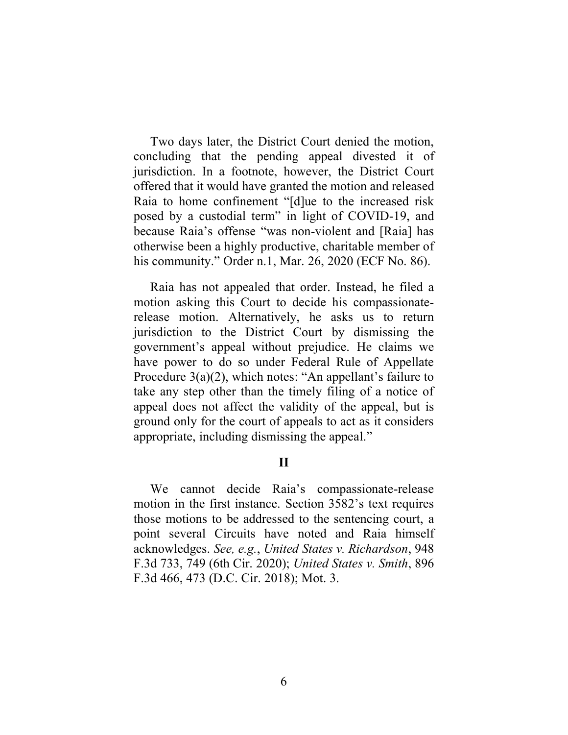Two days later, the District Court denied the motion, concluding that the pending appeal divested it of jurisdiction. In a footnote, however, the District Court offered that it would have granted the motion and released Raia to home confinement "[d]ue to the increased risk posed by a custodial term" in light of COVID-19, and because Raia's offense "was non-violent and [Raia] has otherwise been a highly productive, charitable member of his community." Order n.1, Mar. 26, 2020 (ECF No. 86).

Raia has not appealed that order. Instead, he filed a motion asking this Court to decide his compassionate-release motion. Alternatively, he asks us to return jurisdiction to the District Court by dismissing the government's appeal without prejudice. He claims we have power to do so under Federal Rule of Appellate Procedure 3(a)(2), which notes: "An appellant's failure to take any step other than the timely filing of a notice of appeal does not affect the validity of the appeal, but is ground only for the court of appeals to act as it considers appropriate, including dismissing the appeal."

## II

We cannot decide Raia's compassionate-release motion in the first instance. Section 3582's text requires those motions to be addressed to the sentencing court, a point several Circuits have noted and Raia himself acknowledges. *See, e.g.*, *United States v. Richardson*, 948 F.3d 733, 749 (6th Cir. 2020); *United States v. Smith*, 896 F.3d 466, 473 (D.C. Cir. 2018); Mot. 3.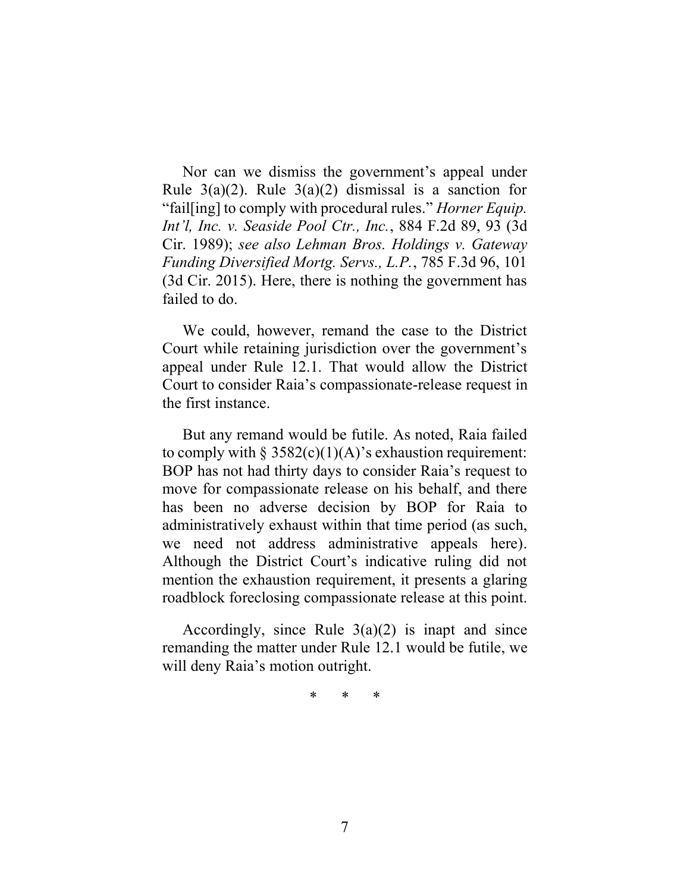Nor can we dismiss the government's appeal under Rule 3(a)(2). Rule 3(a)(2) dismissal is a sanction for "fail[ing] to comply with procedural rules." *Horner Equip. Int'l, Inc. v. Seaside Pool Ctr., Inc.*, 884 F.2d 89, 93 (3d Cir. 1989); *see also Lehman Bros. Holdings v. Gateway Funding Diversified Mortg. Servs., L.P.*, 785 F.3d 96, 101 (3d Cir. 2015). Here, there is nothing the government has failed to do.

We could, however, remand the case to the District Court while retaining jurisdiction over the government's appeal under Rule 12.1. That would allow the District Court to consider Raia's compassionate-release request in the first instance.

But any remand would be futile. As noted, Raia failed to comply with § 3582(c)(1)(A)'s exhaustion requirement: BOP has not had thirty days to consider Raia's request to move for compassionate release on his behalf, and there has been no adverse decision by BOP for Raia to administratively exhaust within that time period (as such, we need not address administrative appeals here). Although the District Court's indicative ruling did not mention the exhaustion requirement, it presents a glaring roadblock foreclosing compassionate release at this point.

Accordingly, since Rule 3(a)(2) is inapt and since remanding the matter under Rule 12.1 would be futile, we will deny Raia's motion outright.

\* \* \*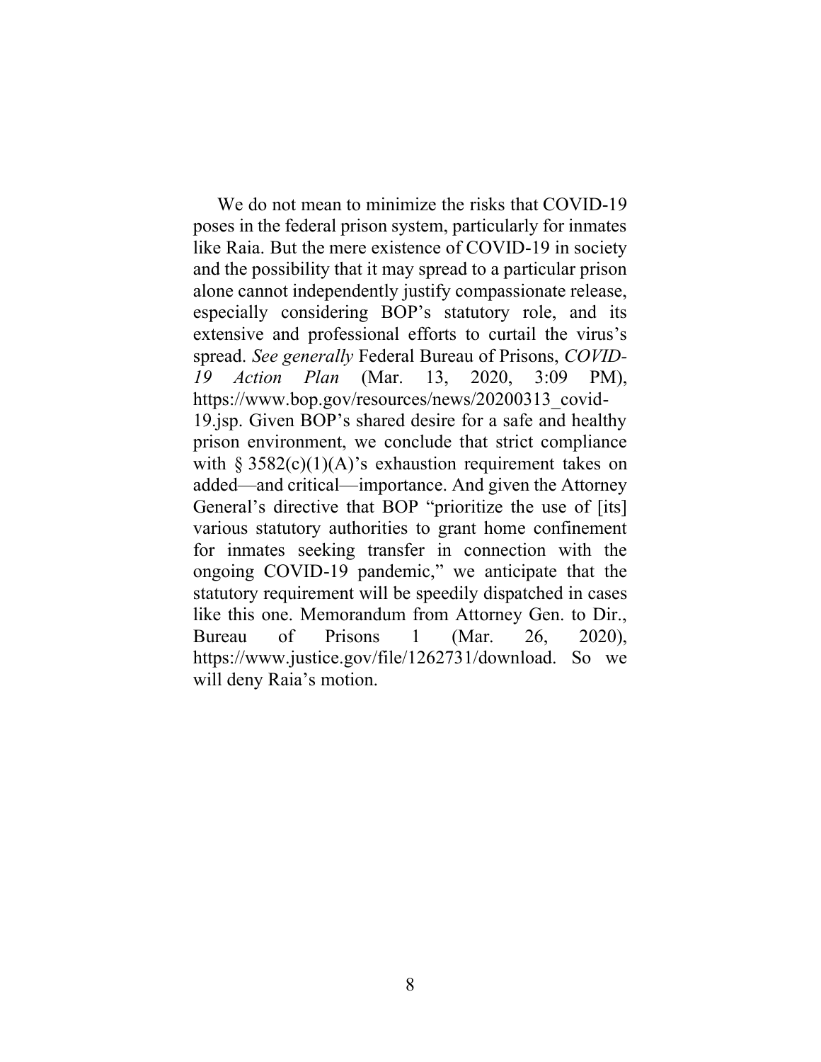We do not mean to minimize the risks that COVID-19 poses in the federal prison system, particularly for inmates like Raia. But the mere existence of COVID-19 in society and the possibility that it may spread to a particular prison alone cannot independently justify compassionate release, especially considering BOP's statutory role, and its extensive and professional efforts to curtail the virus's spread. *See generally* Federal Bureau of Prisons, *COVID-19 Action Plan* (Mar. 13, 2020, 3:09 PM), https://www.bop.gov/resources/news/20200313_covid-19.jsp. Given BOP's shared desire for a safe and healthy prison environment, we conclude that strict compliance with § 3582(c)(1)(A)'s exhaustion requirement takes on added—and critical—importance. And given the Attorney General's directive that BOP "prioritize the use of [its] various statutory authorities to grant home confinement for inmates seeking transfer in connection with the ongoing COVID-19 pandemic," we anticipate that the statutory requirement will be speedily dispatched in cases like this one. Memorandum from Attorney Gen. to Dir., Bureau of Prisons 1 (Mar. 26, 2020), https://www.justice.gov/file/1262731/download. So we will deny Raia's motion.